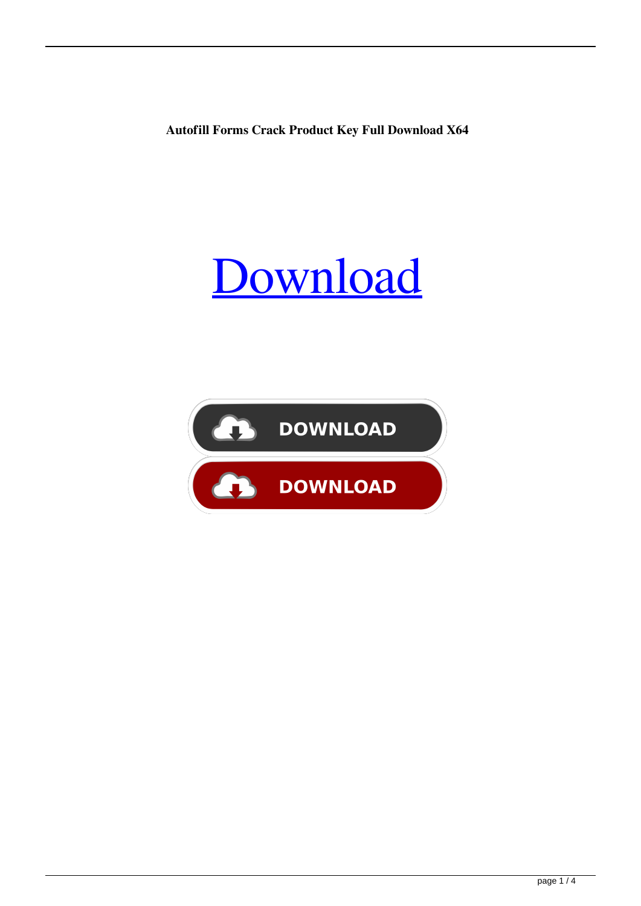**Autofill Forms Crack Product Key Full Download X64**

Download

DOWNLOAD

DOWNLOAD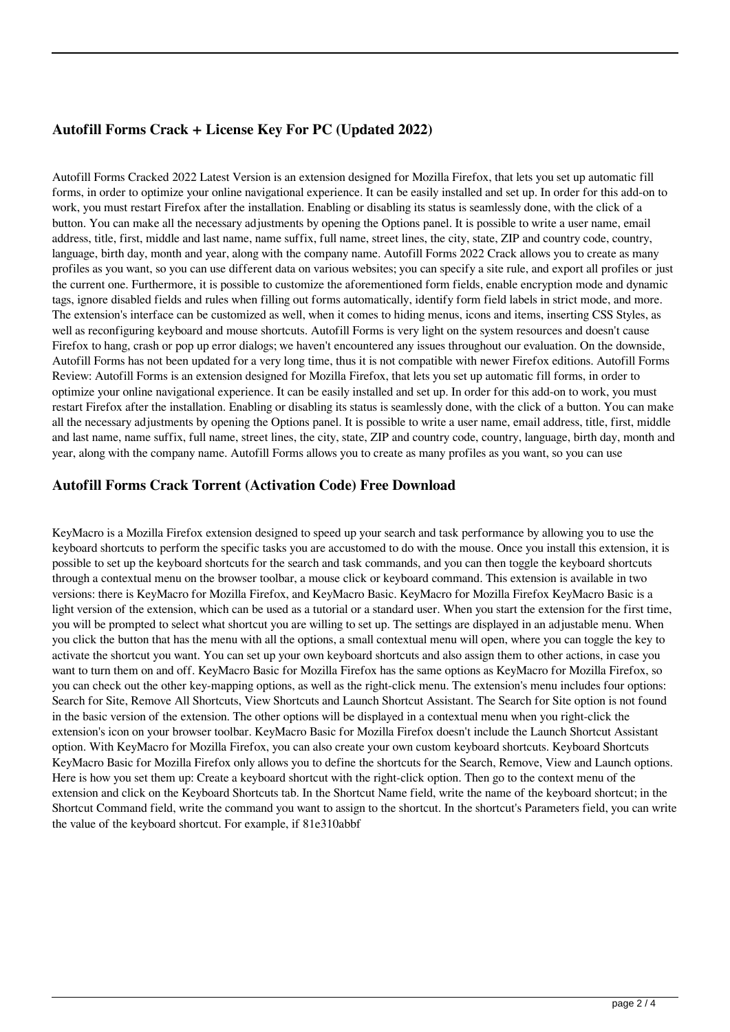## Autofill Forms Crack + License Key For PC (Updated 2022)

Autofill Forms Cracked 2022 Latest Version is an extension designed for Mozilla Firefox, that lets you set up automatic fill forms, in order to optimize your online navigational experience. It can be easily installed and set up. In order for this add-on to work, you must restart Firefox after the installation. Enabling or disabling its status is seamlessly done, with the click of a button. You can make all the necessary adjustments by opening the Options panel. It is possible to write a user name, email address, title, first, middle and last name, name suffix, full name, street lines, the city, state, ZIP and country code, country, language, birth day, month and year, along with the company name. Autofill Forms 2022 Crack allows you to create as many profiles as you want, so you can use different data on various websites; you can specify a site rule, and export all profiles or just the current one. Furthermore, it is possible to customize the aforementioned form fields, enable encryption mode and dynamic tags, ignore disabled fields and rules when filling out forms automatically, identify form field labels in strict mode, and more. The extension's interface can be customized as well, when it comes to hiding menus, icons and items, inserting CSS Styles, as well as reconfiguring keyboard and mouse shortcuts. Autofill Forms is very light on the system resources and doesn't cause Firefox to hang, crash or pop up error dialogs; we haven't encountered any issues throughout our evaluation. On the downside, Autofill Forms has not been updated for a very long time, thus it is not compatible with newer Firefox editions. Autofill Forms Review: Autofill Forms is an extension designed for Mozilla Firefox, that lets you set up automatic fill forms, in order to optimize your online navigational experience. It can be easily installed and set up. In order for this add-on to work, you must restart Firefox after the installation. Enabling or disabling its status is seamlessly done, with the click of a button. You can make all the necessary adjustments by opening the Options panel. It is possible to write a user name, email address, title, first, middle and last name, name suffix, full name, street lines, the city, state, ZIP and country code, country, language, birth day, month and year, along with the company name. Autofill Forms allows you to create as many profiles as you want, so you can use

## Autofill Forms Crack Torrent (Activation Code) Free Download

KeyMacro is a Mozilla Firefox extension designed to speed up your search and task performance by allowing you to use the keyboard shortcuts to perform the specific tasks you are accustomed to do with the mouse. Once you install this extension, it is possible to set up the keyboard shortcuts for the search and task commands, and you can then toggle the keyboard shortcuts through a contextual menu on the browser toolbar, a mouse click or keyboard command. This extension is available in two versions: there is KeyMacro for Mozilla Firefox, and KeyMacro Basic. KeyMacro for Mozilla Firefox KeyMacro Basic is a light version of the extension, which can be used as a tutorial or a standard user. When you start the extension for the first time, you will be prompted to select what shortcut you are willing to set up. The settings are displayed in an adjustable menu. When you click the button that has the menu with all the options, a small contextual menu will open, where you can toggle the key to activate the shortcut you want. You can set up your own keyboard shortcuts and also assign them to other actions, in case you want to turn them on and off. KeyMacro Basic for Mozilla Firefox has the same options as KeyMacro for Mozilla Firefox, so you can check out the other key-mapping options, as well as the right-click menu. The extension's menu includes four options: Search for Site, Remove All Shortcuts, View Shortcuts and Launch Shortcut Assistant. The Search for Site option is not found in the basic version of the extension. The other options will be displayed in a contextual menu when you right-click the extension's icon on your browser toolbar. KeyMacro Basic for Mozilla Firefox doesn't include the Launch Shortcut Assistant option. With KeyMacro for Mozilla Firefox, you can also create your own custom keyboard shortcuts. Keyboard Shortcuts KeyMacro Basic for Mozilla Firefox only allows you to define the shortcuts for the Search, Remove, View and Launch options. Here is how you set them up: Create a keyboard shortcut with the right-click option. Then go to the context menu of the extension and click on the Keyboard Shortcuts tab. In the Shortcut Name field, write the name of the keyboard shortcut; in the Shortcut Command field, write the command you want to assign to the shortcut. In the shortcut's Parameters field, you can write the value of the keyboard shortcut. For example, if 81e310abbf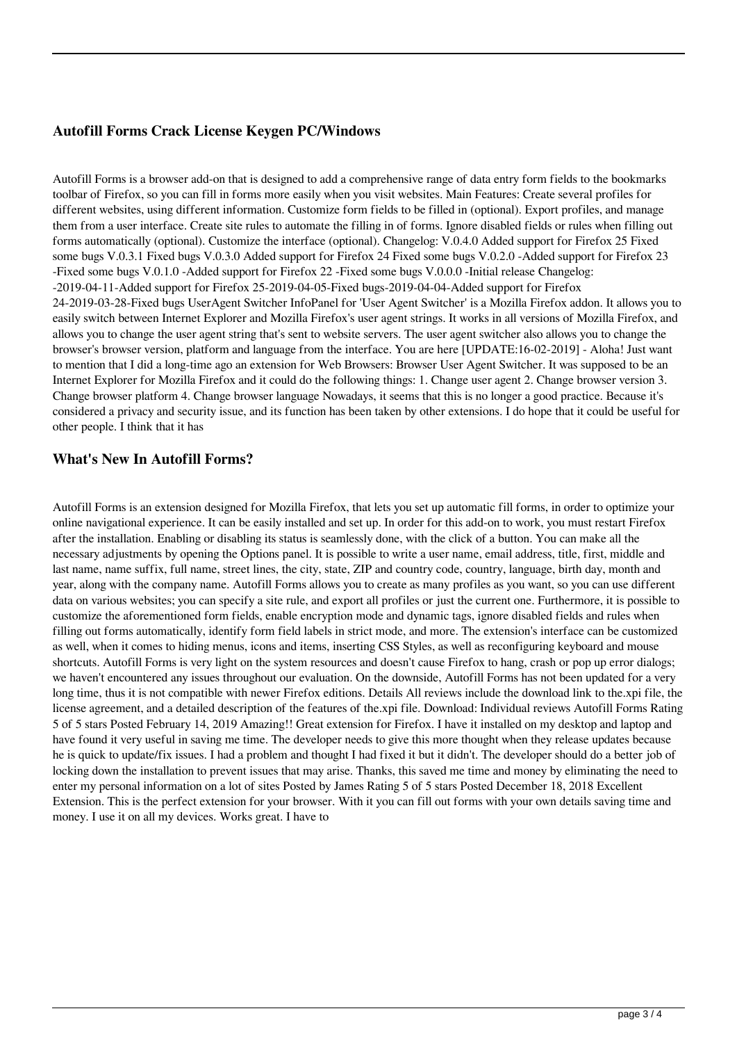### Autofill Forms Crack License Keygen PC/Windows

Autofill Forms is a browser add-on that is designed to add a comprehensive range of data entry form fields to the bookmarks toolbar of Firefox, so you can fill in forms more easily when you visit websites. Main Features: Create several profiles for different websites, using different information. Customize form fields to be filled in (optional). Export profiles, and manage them from a user interface. Create site rules to automate the filling in of forms. Ignore disabled fields or rules when filling out forms automatically (optional). Customize the interface (optional). Changelog: V.0.4.0 Added support for Firefox 25 Fixed some bugs V.0.3.1 Fixed bugs V.0.3.0 Added support for Firefox 24 Fixed some bugs V.0.2.0 -Added support for Firefox 23 -Fixed some bugs V.0.1.0 -Added support for Firefox 22 -Fixed some bugs V.0.0.0 -Initial release Changelog: -2019-04-11-Added support for Firefox 25-2019-04-05-Fixed bugs-2019-04-04-Added support for Firefox 24-2019-03-28-Fixed bugs UserAgent Switcher InfoPanel for 'User Agent Switcher' is a Mozilla Firefox addon. It allows you to easily switch between Internet Explorer and Mozilla Firefox's user agent strings. It works in all versions of Mozilla Firefox, and allows you to change the user agent string that's sent to website servers. The user agent switcher also allows you to change the browser's browser version, platform and language from the interface. You are here [UPDATE:16-02-2019] - Aloha! Just want to mention that I did a long-time ago an extension for Web Browsers: Browser User Agent Switcher. It was supposed to be an Internet Explorer for Mozilla Firefox and it could do the following things: 1. Change user agent 2. Change browser version 3. Change browser platform 4. Change browser language Nowadays, it seems that this is no longer a good practice. Because it's considered a privacy and security issue, and its function has been taken by other extensions. I do hope that it could be useful for other people. I think that it has

### What's New In Autofill Forms?

Autofill Forms is an extension designed for Mozilla Firefox, that lets you set up automatic fill forms, in order to optimize your online navigational experience. It can be easily installed and set up. In order for this add-on to work, you must restart Firefox after the installation. Enabling or disabling its status is seamlessly done, with the click of a button. You can make all the necessary adjustments by opening the Options panel. It is possible to write a user name, email address, title, first, middle and last name, name suffix, full name, street lines, the city, state, ZIP and country code, country, language, birth day, month and year, along with the company name. Autofill Forms allows you to create as many profiles as you want, so you can use different data on various websites; you can specify a site rule, and export all profiles or just the current one. Furthermore, it is possible to customize the aforementioned form fields, enable encryption mode and dynamic tags, ignore disabled fields and rules when filling out forms automatically, identify form field labels in strict mode, and more. The extension's interface can be customized as well, when it comes to hiding menus, icons and items, inserting CSS Styles, as well as reconfiguring keyboard and mouse shortcuts. Autofill Forms is very light on the system resources and doesn't cause Firefox to hang, crash or pop up error dialogs; we haven't encountered any issues throughout our evaluation. On the downside, Autofill Forms has not been updated for a very long time, thus it is not compatible with newer Firefox editions. Details All reviews include the download link to the.xpi file, the license agreement, and a detailed description of the features of the.xpi file. Download: Individual reviews Autofill Forms Rating 5 of 5 stars Posted February 14, 2019 Amazing!! Great extension for Firefox. I have it installed on my desktop and laptop and have found it very useful in saving me time. The developer needs to give this more thought when they release updates because he is quick to update/fix issues. I had a problem and thought I had fixed it but it didn't. The developer should do a better job of locking down the installation to prevent issues that may arise. Thanks, this saved me time and money by eliminating the need to enter my personal information on a lot of sites Posted by James Rating 5 of 5 stars Posted December 18, 2018 Excellent Extension. This is the perfect extension for your browser. With it you can fill out forms with your own details saving time and money. I use it on all my devices. Works great. I have to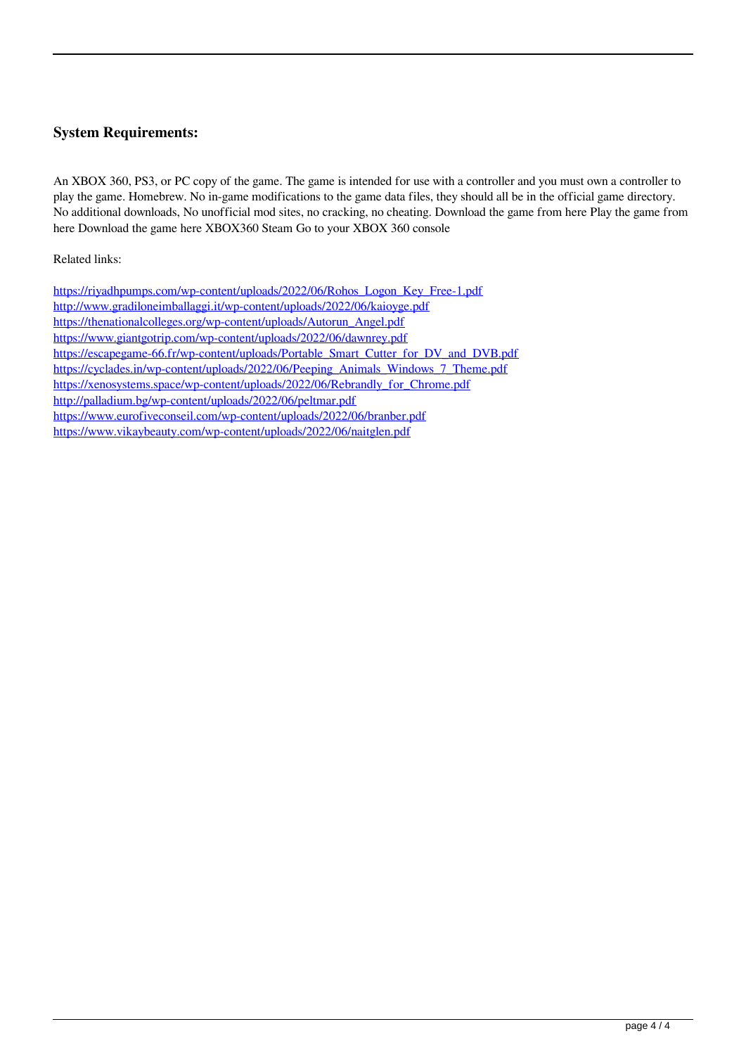### System Requirements:

An XBOX 360, PS3, or PC copy of the game. The game is intended for use with a controller and you must own a controller to play the game. Homebrew. No in-game modifications to the game data files, they should all be in the official game directory. No additional downloads, No unofficial mod sites, no cracking, no cheating. Download the game from here Play the game from here Download the game here XBOX360 Steam Go to your XBOX 360 console

Related links:

https://riyadhpumps.com/wp-content/uploads/2022/06/Rohos_Logon_Key_Free-1.pdf
http://www.gradiloneimballaggi.it/wp-content/uploads/2022/06/kaioyge.pdf
https://thenationalcolleges.org/wp-content/uploads/Autorun_Angel.pdf
https://www.giantgotrip.com/wp-content/uploads/2022/06/dawnrey.pdf
https://escapegame-66.fr/wp-content/uploads/Portable_Smart_Cutter_for_DV_and_DVB.pdf
https://cyclades.in/wp-content/uploads/2022/06/Peeping_Animals_Windows_7_Theme.pdf
https://xenosystems.space/wp-content/uploads/2022/06/Rebrandly_for_Chrome.pdf
http://palladium.bg/wp-content/uploads/2022/06/peltmar.pdf
https://www.eurofiveconseil.com/wp-content/uploads/2022/06/branber.pdf
https://www.vikaybeauty.com/wp-content/uploads/2022/06/naitglen.pdf